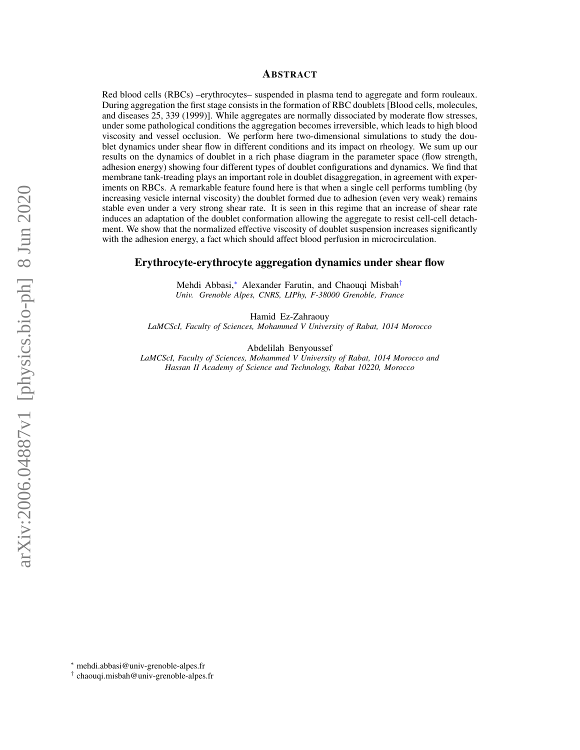## Abstract

Red blood cells (RBCs) –erythrocytes– suspended in plasma tend to aggregate and form rouleaux. During aggregation the first stage consists in the formation of RBC doublets [Blood cells, molecules, and diseases 25, 339 (1999)]. While aggregates are normally dissociated by moderate flow stresses, under some pathological conditions the aggregation becomes irreversible, which leads to high blood viscosity and vessel occlusion. We perform here two-dimensional simulations to study the doublet dynamics under shear flow in different conditions and its impact on rheology. We sum up our results on the dynamics of doublet in a rich phase diagram in the parameter space (flow strength, adhesion energy) showing four different types of doublet configurations and dynamics. We find that membrane tank-treading plays an important role in doublet disaggregation, in agreement with experiments on RBCs. A remarkable feature found here is that when a single cell performs tumbling (by increasing vesicle internal viscosity) the doublet formed due to adhesion (even very weak) remains stable even under a very strong shear rate. It is seen in this regime that an increase of shear rate induces an adaptation of the doublet conformation allowing the aggregate to resist cell-cell detachment. We show that the normalized effective viscosity of doublet suspension increases significantly with the adhesion energy, a fact which should affect blood perfusion in microcirculation.

# Erythrocyte-erythrocyte aggregation dynamics under shear flow

Mehdi Abbasi,[*] Alexander Farutin, and Chaouqi Misbah[†]
*Univ. Grenoble Alpes, CNRS, LIPhy, F-38000 Grenoble, France*

Hamid Ez-Zahraouy
*LaMCScI, Faculty of Sciences, Mohammed V University of Rabat, 1014 Morocco*

Abdelilah Benyoussef
*LaMCScI, Faculty of Sciences, Mohammed V University of Rabat, 1014 Morocco and Hassan II Academy of Science and Technology, Rabat 10220, Morocco*

[*] mehdi.abbasi@univ-grenoble-alpes.fr
[†] chaouqi.misbah@univ-grenoble-alpes.fr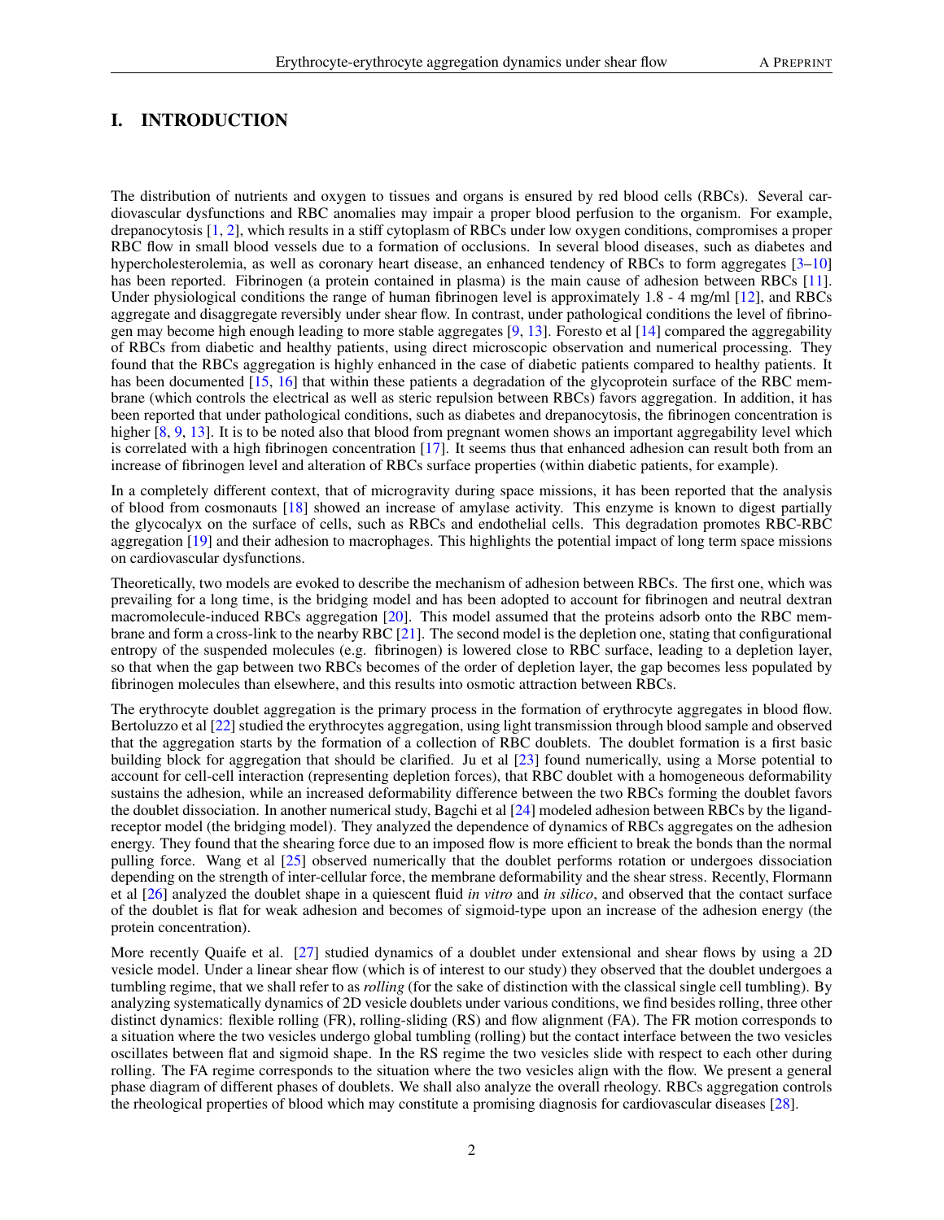# I. INTRODUCTION

The distribution of nutrients and oxygen to tissues and organs is ensured by red blood cells (RBCs). Several cardiovascular dysfunctions and RBC anomalies may impair a proper blood perfusion to the organism. For example, drepanocytosis [1, 2], which results in a stiff cytoplasm of RBCs under low oxygen conditions, compromises a proper RBC flow in small blood vessels due to a formation of occlusions. In several blood diseases, such as diabetes and hypercholesterolemia, as well as coronary heart disease, an enhanced tendency of RBCs to form aggregates [3–10] has been reported. Fibrinogen (a protein contained in plasma) is the main cause of adhesion between RBCs [11]. Under physiological conditions the range of human fibrinogen level is approximately 1.8 - 4 mg/ml [12], and RBCs aggregate and disaggregate reversibly under shear flow. In contrast, under pathological conditions the level of fibrinogen may become high enough leading to more stable aggregates [9, 13]. Foresto et al [14] compared the aggregability of RBCs from diabetic and healthy patients, using direct microscopic observation and numerical processing. They found that the RBCs aggregation is highly enhanced in the case of diabetic patients compared to healthy patients. It has been documented [15, 16] that within these patients a degradation of the glycoprotein surface of the RBC membrane (which controls the electrical as well as steric repulsion between RBCs) favors aggregation. In addition, it has been reported that under pathological conditions, such as diabetes and drepanocytosis, the fibrinogen concentration is higher [8, 9, 13]. It is to be noted also that blood from pregnant women shows an important aggregability level which is correlated with a high fibrinogen concentration [17]. It seems thus that enhanced adhesion can result both from an increase of fibrinogen level and alteration of RBCs surface properties (within diabetic patients, for example).

In a completely different context, that of microgravity during space missions, it has been reported that the analysis of blood from cosmonauts [18] showed an increase of amylase activity. This enzyme is known to digest partially the glycocalyx on the surface of cells, such as RBCs and endothelial cells. This degradation promotes RBC-RBC aggregation [19] and their adhesion to macrophages. This highlights the potential impact of long term space missions on cardiovascular dysfunctions.

Theoretically, two models are evoked to describe the mechanism of adhesion between RBCs. The first one, which was prevailing for a long time, is the bridging model and has been adopted to account for fibrinogen and neutral dextran macromolecule-induced RBCs aggregation [20]. This model assumed that the proteins adsorb onto the RBC membrane and form a cross-link to the nearby RBC [21]. The second model is the depletion one, stating that configurational entropy of the suspended molecules (e.g. fibrinogen) is lowered close to RBC surface, leading to a depletion layer, so that when the gap between two RBCs becomes of the order of depletion layer, the gap becomes less populated by fibrinogen molecules than elsewhere, and this results into osmotic attraction between RBCs.

The erythrocyte doublet aggregation is the primary process in the formation of erythrocyte aggregates in blood flow. Bertoluzzo et al [22] studied the erythrocytes aggregation, using light transmission through blood sample and observed that the aggregation starts by the formation of a collection of RBC doublets. The doublet formation is a first basic building block for aggregation that should be clarified. Ju et al [23] found numerically, using a Morse potential to account for cell-cell interaction (representing depletion forces), that RBC doublet with a homogeneous deformability sustains the adhesion, while an increased deformability difference between the two RBCs forming the doublet favors the doublet dissociation. In another numerical study, Bagchi et al [24] modeled adhesion between RBCs by the ligand-receptor model (the bridging model). They analyzed the dependence of dynamics of RBCs aggregates on the adhesion energy. They found that the shearing force due to an imposed flow is more efficient to break the bonds than the normal pulling force. Wang et al [25] observed numerically that the doublet performs rotation or undergoes dissociation depending on the strength of inter-cellular force, the membrane deformability and the shear stress. Recently, Flormann et al [26] analyzed the doublet shape in a quiescent fluid *in vitro* and *in silico*, and observed that the contact surface of the doublet is flat for weak adhesion and becomes of sigmoid-type upon an increase of the adhesion energy (the protein concentration).

More recently Quaife et al. [27] studied dynamics of a doublet under extensional and shear flows by using a 2D vesicle model. Under a linear shear flow (which is of interest to our study) they observed that the doublet undergoes a tumbling regime, that we shall refer to as *rolling* (for the sake of distinction with the classical single cell tumbling). By analyzing systematically dynamics of 2D vesicle doublets under various conditions, we find besides rolling, three other distinct dynamics: flexible rolling (FR), rolling-sliding (RS) and flow alignment (FA). The FR motion corresponds to a situation where the two vesicles undergo global tumbling (rolling) but the contact interface between the two vesicles oscillates between flat and sigmoid shape. In the RS regime the two vesicles slide with respect to each other during rolling. The FA regime corresponds to the situation where the two vesicles align with the flow. We present a general phase diagram of different phases of doublets. We shall also analyze the overall rheology. RBCs aggregation controls the rheological properties of blood which may constitute a promising diagnosis for cardiovascular diseases [28].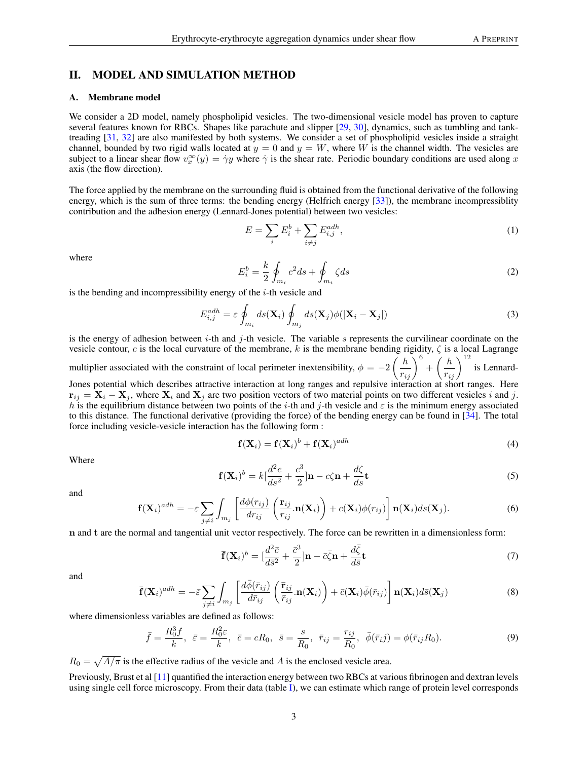## II. MODEL AND SIMULATION METHOD

### A. Membrane model

We consider a 2D model, namely phospholipid vesicles. The two-dimensional vesicle model has proven to capture several features known for RBCs. Shapes like parachute and slipper [29, 30], dynamics, such as tumbling and tank-treading [31, 32] are also manifested by both systems. We consider a set of phospholipid vesicles inside a straight channel, bounded by two rigid walls located at $y = 0$ and $y = W$, where $W$ is the channel width. The vesicles are subject to a linear shear flow $v_x^\infty(y) = \dot{\gamma} y$ where $\dot{\gamma}$ is the shear rate. Periodic boundary conditions are used along $x$ axis (the flow direction).

The force applied by the membrane on the surrounding fluid is obtained from the functional derivative of the following energy, which is the sum of three terms: the bending energy (Helfrich energy [33]), the membrane incompressiblity contribution and the adhesion energy (Lennard-Jones potential) between two vesicles:

$$E = \sum_i E_i^b + \sum_{i \neq j} E_{i,j}^{adh}, \tag{1}$$

where

$$E_i^b = \frac{k}{2} \oint_{m_i} c^2 ds + \oint_{m_i} \zeta ds \tag{2}$$

is the bending and incompressibility energy of the $i$-th vesicle and

$$E_{i,j}^{adh} = \varepsilon \oint_{m_i} ds(\mathbf{X}_i) \oint_{m_j} ds(\mathbf{X}_j) \phi(|\mathbf{X}_i - \mathbf{X}_j|) \tag{3}$$

is the energy of adhesion between $i$-th and $j$-th vesicle. The variable $s$ represents the curvilinear coordinate on the vesicle contour, $c$ is the local curvature of the membrane, $k$ is the membrane bending rigidity, $\zeta$ is a local Lagrange multiplier associated with the constraint of local perimeter inextensibility, $\phi = -2\left(\frac{h}{r_{ij}}\right)^6 + \left(\frac{h}{r_{ij}}\right)^{12}$ is Lennard-Jones potential which describes attractive interaction at long ranges and repulsive interaction at short ranges. Here $\mathbf{r}_{ij} = \mathbf{X}_i - \mathbf{X}_j$, where $\mathbf{X}_i$ and $\mathbf{X}_j$ are two position vectors of two material points on two different vesicles $i$ and $j$. $h$ is the equilibrium distance between two points of the $i$-th and $j$-th vesicle and $\varepsilon$ is the minimum energy associated to this distance. The functional derivative (providing the force) of the bending energy can be found in [34]. The total force including vesicle-vesicle interaction has the following form :

$$\mathbf{f}(\mathbf{X}_i) = \mathbf{f}(\mathbf{X}_i)^b + \mathbf{f}(\mathbf{X}_i)^{adh} \tag{4}$$

Where

$$\mathbf{f}(\mathbf{X}_i)^b = k[\frac{d^2 c}{ds^2} + \frac{c^3}{2}]\mathbf{n} - c\zeta\mathbf{n} + \frac{d\zeta}{ds}\mathbf{t} \tag{5}$$

and

$$\mathbf{f}(\mathbf{X}_i)^{adh} = -\varepsilon \sum_{j \neq i} \int_{m_j} \left[ \frac{d\phi(r_{ij})}{dr_{ij}} \left( \frac{\mathbf{r}_{ij}}{r_{ij}} . \mathbf{n}(\mathbf{X}_i) \right) + c(\mathbf{X}_i)\phi(r_{ij}) \right] \mathbf{n}(\mathbf{X}_i) ds(\mathbf{X}_j). \tag{6}$$

$\mathbf{n}$ and $\mathbf{t}$ are the normal and tangential unit vector respectively. The force can be rewritten in a dimensionless form:

$$\bar{\mathbf{f}}(\mathbf{X}_i)^b = [\frac{d^2 \bar{c}}{d\bar{s}^2} + \frac{\bar{c}^3}{2}]\mathbf{n} - \bar{c}\bar{\zeta}\mathbf{n} + \frac{d\bar{\zeta}}{d\bar{s}}\mathbf{t} \tag{7}$$

and

$$\bar{\mathbf{f}}(\mathbf{X}_i)^{adh} = -\bar{\varepsilon} \sum_{j \neq i} \int_{m_j} \left[ \frac{d\bar{\phi}(\bar{r}_{ij})}{d\bar{r}_{ij}} \left( \frac{\bar{\mathbf{r}}_{ij}}{\bar{r}_{ij}} . \mathbf{n}(\mathbf{X}_i) \right) + \bar{c}(\mathbf{X}_i)\bar{\phi}(\bar{r}_{ij}) \right] \mathbf{n}(\mathbf{X}_i) d\bar{s}(\mathbf{X}_j) \tag{8}$$

where dimensionless variables are defined as follows:

$$\bar{f} = \frac{R_0^3 f}{k}, \;\; \bar{\varepsilon} = \frac{R_0^2 \varepsilon}{k}, \;\; \bar{c} = cR_0, \;\; \bar{s} = \frac{s}{R_0}, \;\; \bar{r}_{ij} = \frac{r_{ij}}{R_0}, \;\; \bar{\phi}(\bar{r}_i j) = \phi(\bar{r}_{ij} R_0). \tag{9}$$

$R_0 = \sqrt{A/\pi}$ is the effective radius of the vesicle and $A$ is the enclosed vesicle area.

Previously, Brust et al [11] quantified the interaction energy between two RBCs at various fibrinogen and dextran levels using single cell force microscopy. From their data (table I), we can estimate which range of protein level corresponds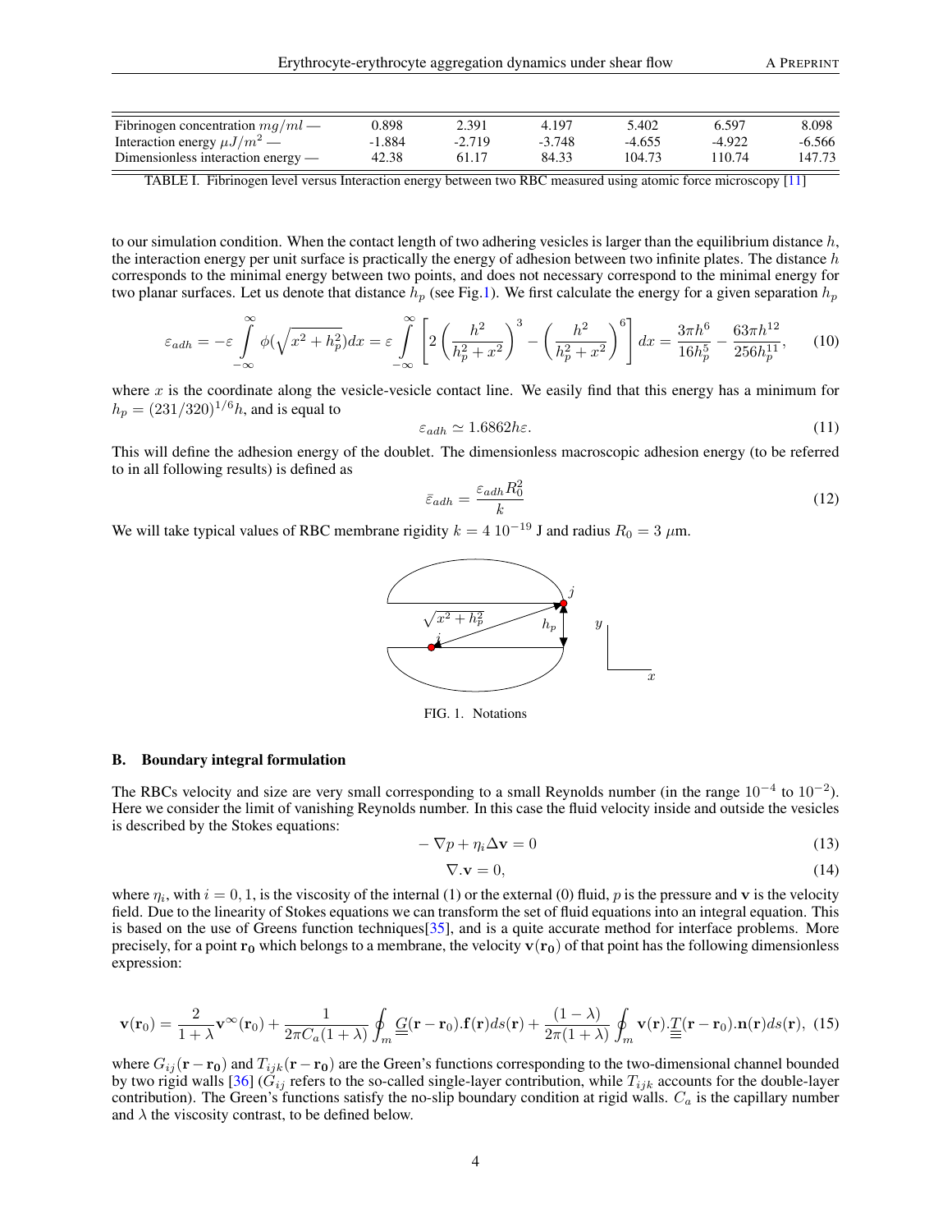| Fibrinogen concentration $mg/ml$ — | 0.898 | 2.391 | 4.197 | 5.402 | 6.597 | 8.098 |
|---|---|---|---|---|---|---|
| Interaction energy $\mu J/m^2$ — | -1.884 | -2.719 | -3.748 | -4.655 | -4.922 | -6.566 |
| Dimensionless interaction energy — | 42.38 | 61.17 | 84.33 | 104.73 | 110.74 | 147.73 |

TABLE I. Fibrinogen level versus Interaction energy between two RBC measured using atomic force microscopy [11]

to our simulation condition. When the contact length of two adhering vesicles is larger than the equilibrium distance $h$, the interaction energy per unit surface is practically the energy of adhesion between two infinite plates. The distance $h$ corresponds to the minimal energy between two points, and does not necessary correspond to the minimal energy for two planar surfaces. Let us denote that distance $h_p$ (see Fig.1). We first calculate the energy for a given separation $h_p$

$$\varepsilon_{adh} = -\varepsilon \int_{-\infty}^{\infty} \phi(\sqrt{x^2 + h_p^2})dx = \varepsilon \int_{-\infty}^{\infty} \left[ 2\left(\frac{h^2}{h_p^2 + x^2}\right)^3 - \left(\frac{h^2}{h_p^2 + x^2}\right)^6 \right] dx = \frac{3\pi h^6}{16 h_p^5} - \frac{63\pi h^{12}}{256 h_p^{11}}, \quad (10)$$

where $x$ is the coordinate along the vesicle-vesicle contact line. We easily find that this energy has a minimum for $h_p = (231/320)^{1/6} h$, and is equal to

$$\varepsilon_{adh} \simeq 1.6862 h\varepsilon. \quad (11)$$

This will define the adhesion energy of the doublet. The dimensionless macroscopic adhesion energy (to be referred to in all following results) is defined as

$$\bar{\varepsilon}_{adh} = \frac{\varepsilon_{adh} R_0^2}{k} \quad (12)$$

We will take typical values of RBC membrane rigidity $k = 4\ 10^{-19}$ J and radius $R_0 = 3\ \mu$m.

FIG. 1. Notations

### B. Boundary integral formulation

The RBCs velocity and size are very small corresponding to a small Reynolds number (in the range $10^{-4}$ to $10^{-2}$). Here we consider the limit of vanishing Reynolds number. In this case the fluid velocity inside and outside the vesicles is described by the Stokes equations:

$$-\nabla p + \eta_i \Delta \mathbf{v} = 0 \quad (13)$$

$$\nabla . \mathbf{v} = 0, \quad (14)$$

where $\eta_i$, with $i = 0, 1$, is the viscosity of the internal (1) or the external (0) fluid, $p$ is the pressure and $\mathbf{v}$ is the velocity field. Due to the linearity of Stokes equations we can transform the set of fluid equations into an integral equation. This is based on the use of Greens function techniques[35], and is a quite accurate method for interface problems. More precisely, for a point $\mathbf{r_0}$ which belongs to a membrane, the velocity $\mathbf{v}(\mathbf{r_0})$ of that point has the following dimensionless expression:

$$\mathbf{v}(\mathbf{r}_0) = \frac{2}{1+\lambda}\mathbf{v}^{\infty}(\mathbf{r}_0) + \frac{1}{2\pi C_a(1+\lambda)} \oint_m \underline{\underline{G}}(\mathbf{r}-\mathbf{r}_0).\mathbf{f}(\mathbf{r})ds(\mathbf{r}) + \frac{(1-\lambda)}{2\pi(1+\lambda)} \oint_m \mathbf{v}(\mathbf{r}).\underline{\underline{T}}(\mathbf{r}-\mathbf{r}_0).\mathbf{n}(\mathbf{r})ds(\mathbf{r}), \quad (15)$$

where $G_{ij}(\mathbf{r}-\mathbf{r_0})$ and $T_{ijk}(\mathbf{r}-\mathbf{r_0})$ are the Green's functions corresponding to the two-dimensional channel bounded by two rigid walls [36] ($G_{ij}$ refers to the so-called single-layer contribution, while $T_{ijk}$ accounts for the double-layer contribution). The Green's functions satisfy the no-slip boundary condition at rigid walls. $C_a$ is the capillary number and $\lambda$ the viscosity contrast, to be defined below.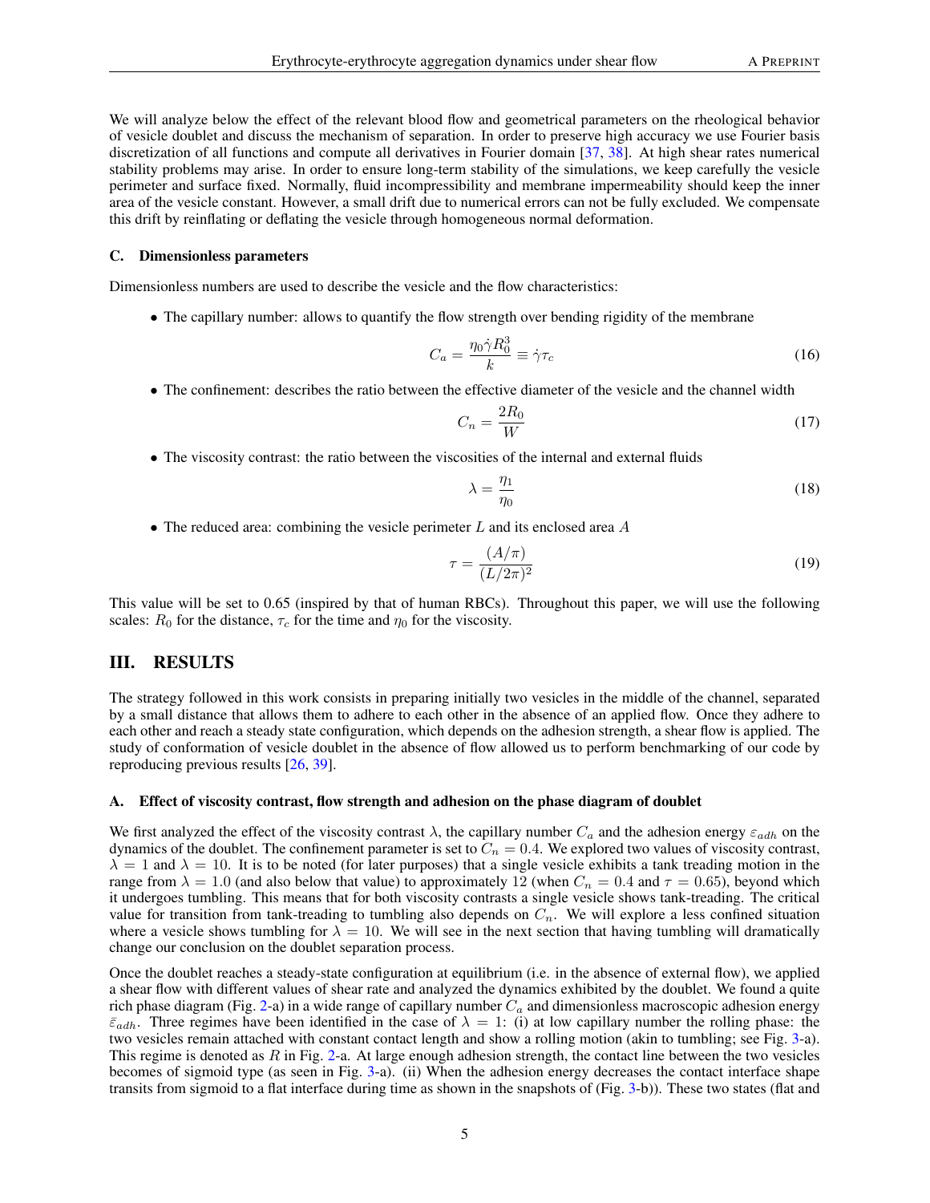We will analyze below the effect of the relevant blood flow and geometrical parameters on the rheological behavior of vesicle doublet and discuss the mechanism of separation. In order to preserve high accuracy we use Fourier basis discretization of all functions and compute all derivatives in Fourier domain [37, 38]. At high shear rates numerical stability problems may arise. In order to ensure long-term stability of the simulations, we keep carefully the vesicle perimeter and surface fixed. Normally, fluid incompressibility and membrane impermeability should keep the inner area of the vesicle constant. However, a small drift due to numerical errors can not be fully excluded. We compensate this drift by reinflating or deflating the vesicle through homogeneous normal deformation.

### C. Dimensionless parameters

Dimensionless numbers are used to describe the vesicle and the flow characteristics:

- The capillary number: allows to quantify the flow strength over bending rigidity of the membrane

$$C_a = \frac{\eta_0 \dot{\gamma} R_0^3}{k} \equiv \dot{\gamma}\tau_c \tag{16}$$

- The confinement: describes the ratio between the effective diameter of the vesicle and the channel width

$$C_n = \frac{2R_0}{W} \tag{17}$$

- The viscosity contrast: the ratio between the viscosities of the internal and external fluids

$$\lambda = \frac{\eta_1}{\eta_0} \tag{18}$$

- The reduced area: combining the vesicle perimeter $L$ and its enclosed area $A$

$$\tau = \frac{(A/\pi)}{(L/2\pi)^2} \tag{19}$$

This value will be set to 0.65 (inspired by that of human RBCs). Throughout this paper, we will use the following scales: $R_0$ for the distance, $\tau_c$ for the time and $\eta_0$ for the viscosity.

## III. RESULTS

The strategy followed in this work consists in preparing initially two vesicles in the middle of the channel, separated by a small distance that allows them to adhere to each other in the absence of an applied flow. Once they adhere to each other and reach a steady state configuration, which depends on the adhesion strength, a shear flow is applied. The study of conformation of vesicle doublet in the absence of flow allowed us to perform benchmarking of our code by reproducing previous results [26, 39].

### A. Effect of viscosity contrast, flow strength and adhesion on the phase diagram of doublet

We first analyzed the effect of the viscosity contrast $\lambda$, the capillary number $C_a$ and the adhesion energy $\varepsilon_{adh}$ on the dynamics of the doublet. The confinement parameter is set to $C_n = 0.4$. We explored two values of viscosity contrast, $\lambda = 1$ and $\lambda = 10$. It is to be noted (for later purposes) that a single vesicle exhibits a tank treading motion in the range from $\lambda = 1.0$ (and also below that value) to approximately 12 (when $C_n = 0.4$ and $\tau = 0.65$), beyond which it undergoes tumbling. This means that for both viscosity contrasts a single vesicle shows tank-treading. The critical value for transition from tank-treading to tumbling also depends on $C_n$. We will explore a less confined situation where a vesicle shows tumbling for $\lambda = 10$. We will see in the next section that having tumbling will dramatically change our conclusion on the doublet separation process.

Once the doublet reaches a steady-state configuration at equilibrium (i.e. in the absence of external flow), we applied a shear flow with different values of shear rate and analyzed the dynamics exhibited by the doublet. We found a quite rich phase diagram (Fig. 2-a) in a wide range of capillary number $C_a$ and dimensionless macroscopic adhesion energy $\bar{\varepsilon}_{adh}$. Three regimes have been identified in the case of $\lambda = 1$: (i) at low capillary number the rolling phase: the two vesicles remain attached with constant contact length and show a rolling motion (akin to tumbling; see Fig. 3-a). This regime is denoted as $R$ in Fig. 2-a. At large enough adhesion strength, the contact line between the two vesicles becomes of sigmoid type (as seen in Fig. 3-a). (ii) When the adhesion energy decreases the contact interface shape transits from sigmoid to a flat interface during time as shown in the snapshots of (Fig. 3-b)). These two states (flat and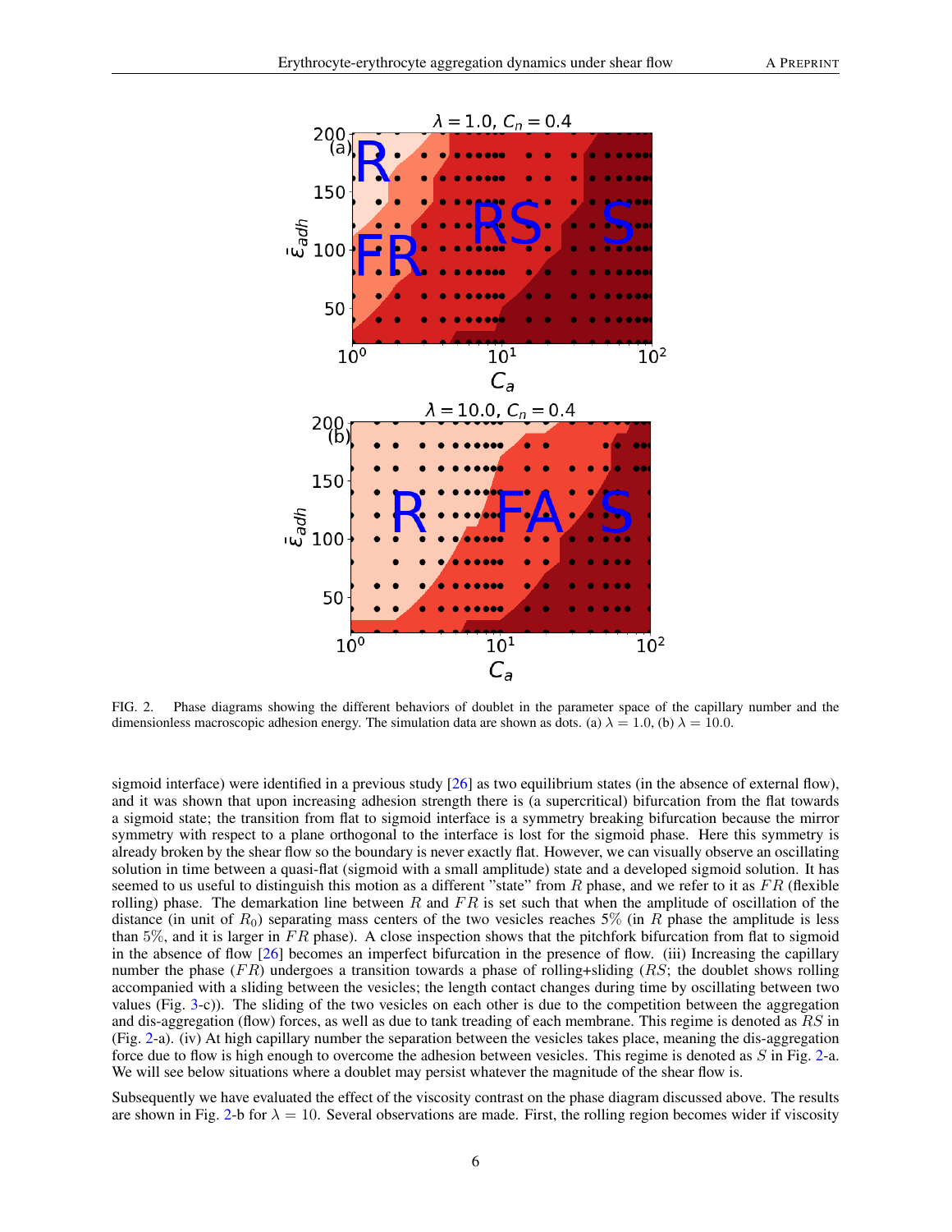FIG. 2. Phase diagrams showing the different behaviors of doublet in the parameter space of the capillary number and the dimensionless macroscopic adhesion energy. The simulation data are shown as dots. (a) $\lambda = 1.0$, (b) $\lambda = 10.0$.

sigmoid interface) were identified in a previous study [26] as two equilibrium states (in the absence of external flow), and it was shown that upon increasing adhesion strength there is (a supercritical) bifurcation from the flat towards a sigmoid state; the transition from flat to sigmoid interface is a symmetry breaking bifurcation because the mirror symmetry with respect to a plane orthogonal to the interface is lost for the sigmoid phase. Here this symmetry is already broken by the shear flow so the boundary is never exactly flat. However, we can visually observe an oscillating solution in time between a quasi-flat (sigmoid with a small amplitude) state and a developed sigmoid solution. It has seemed to us useful to distinguish this motion as a different "state" from $R$ phase, and we refer to it as $FR$ (flexible rolling) phase. The demarkation line between $R$ and $FR$ is set such that when the amplitude of oscillation of the distance (in unit of $R_0$) separating mass centers of the two vesicles reaches 5% (in $R$ phase the amplitude is less than 5%, and it is larger in $FR$ phase). A close inspection shows that the pitchfork bifurcation from flat to sigmoid in the absence of flow [26] becomes an imperfect bifurcation in the presence of flow. (iii) Increasing the capillary number the phase ($FR$) undergoes a transition towards a phase of rolling+sliding ($RS$; the doublet shows rolling accompanied with a sliding between the vesicles; the length contact changes during time by oscillating between two values (Fig. 3-c)). The sliding of the two vesicles on each other is due to the competition between the aggregation and dis-aggregation (flow) forces, as well as due to tank treading of each membrane. This regime is denoted as $RS$ in (Fig. 2-a). (iv) At high capillary number the separation between the vesicles takes place, meaning the dis-aggregation force due to flow is high enough to overcome the adhesion between vesicles. This regime is denoted as $S$ in Fig. 2-a. We will see below situations where a doublet may persist whatever the magnitude of the shear flow is.

Subsequently we have evaluated the effect of the viscosity contrast on the phase diagram discussed above. The results are shown in Fig. 2-b for $\lambda = 10$. Several observations are made. First, the rolling region becomes wider if viscosity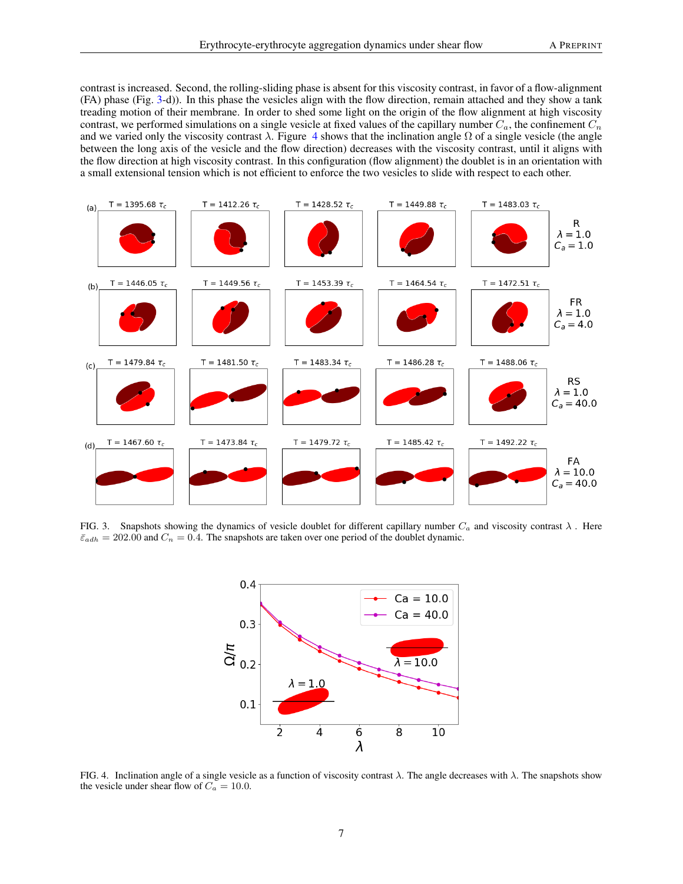contrast is increased. Second, the rolling-sliding phase is absent for this viscosity contrast, in favor of a flow-alignment (FA) phase (Fig. 3-d)). In this phase the vesicles align with the flow direction, remain attached and they show a tank treading motion of their membrane. In order to shed some light on the origin of the flow alignment at high viscosity contrast, we performed simulations on a single vesicle at fixed values of the capillary number $C_a$, the confinement $C_n$ and we varied only the viscosity contrast $\lambda$. Figure 4 shows that the inclination angle $\Omega$ of a single vesicle (the angle between the long axis of the vesicle and the flow direction) decreases with the viscosity contrast, until it aligns with the flow direction at high viscosity contrast. In this configuration (flow alignment) the doublet is in an orientation with a small extensional tension which is not efficient to enforce the two vesicles to slide with respect to each other.

FIG. 3. Snapshots showing the dynamics of vesicle doublet for different capillary number $C_a$ and viscosity contrast $\lambda$. Here $\bar{\varepsilon}_{adh} = 202.00$ and $C_n = 0.4$. The snapshots are taken over one period of the doublet dynamic.

FIG. 4. Inclination angle of a single vesicle as a function of viscosity contrast $\lambda$. The angle decreases with $\lambda$. The snapshots show the vesicle under shear flow of $C_a = 10.0$.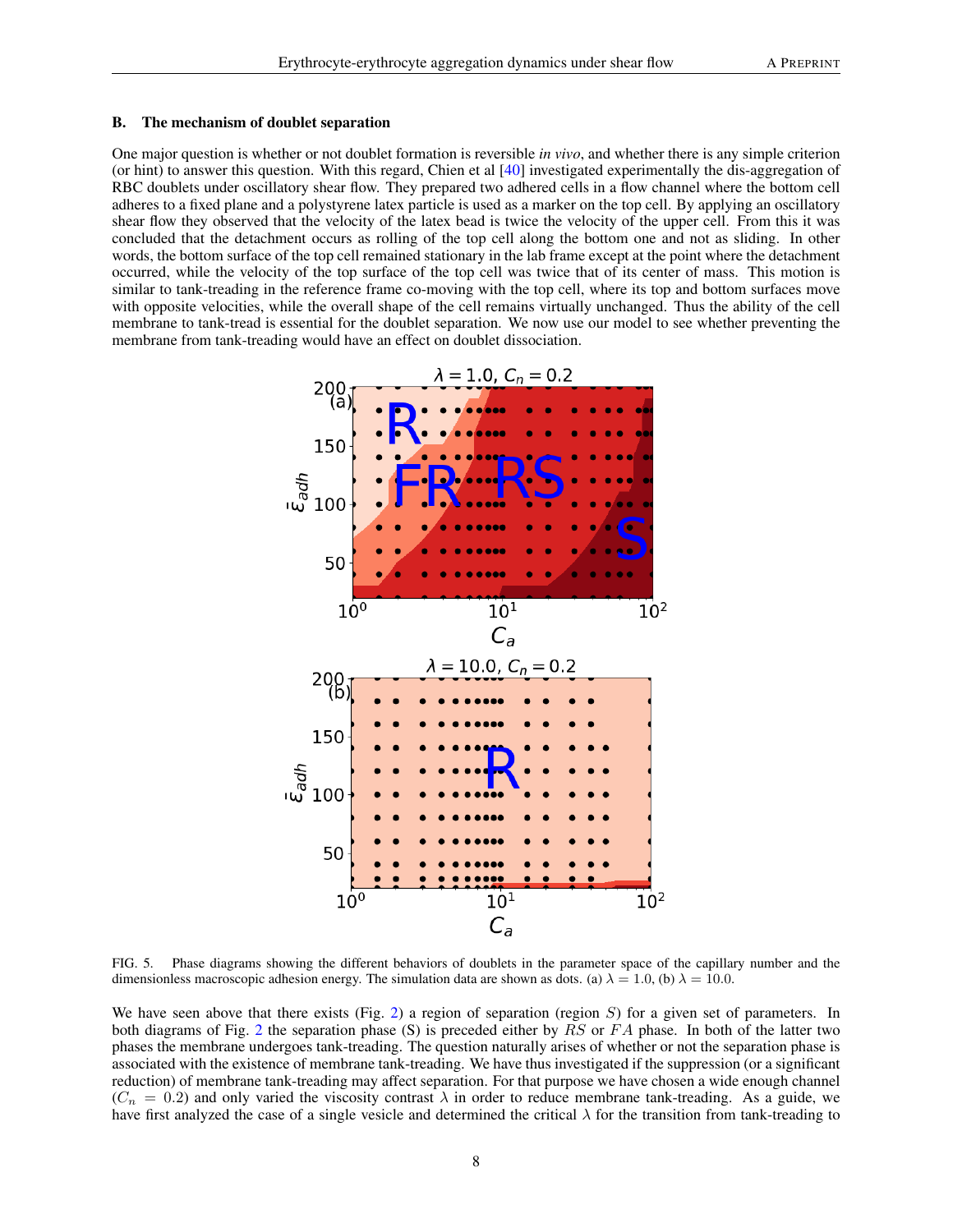### B. The mechanism of doublet separation

One major question is whether or not doublet formation is reversible *in vivo*, and whether there is any simple criterion (or hint) to answer this question. With this regard, Chien et al [40] investigated experimentally the dis-aggregation of RBC doublets under oscillatory shear flow. They prepared two adhered cells in a flow channel where the bottom cell adheres to a fixed plane and a polystyrene latex particle is used as a marker on the top cell. By applying an oscillatory shear flow they observed that the velocity of the latex bead is twice the velocity of the upper cell. From this it was concluded that the detachment occurs as rolling of the top cell along the bottom one and not as sliding. In other words, the bottom surface of the top cell remained stationary in the lab frame except at the point where the detachment occurred, while the velocity of the top surface of the top cell was twice that of its center of mass. This motion is similar to tank-treading in the reference frame co-moving with the top cell, where its top and bottom surfaces move with opposite velocities, while the overall shape of the cell remains virtually unchanged. Thus the ability of the cell membrane to tank-tread is essential for the doublet separation. We now use our model to see whether preventing the membrane from tank-treading would have an effect on doublet dissociation.

FIG. 5. Phase diagrams showing the different behaviors of doublets in the parameter space of the capillary number and the dimensionless macroscopic adhesion energy. The simulation data are shown as dots. (a) $\lambda = 1.0$, (b) $\lambda = 10.0$.

We have seen above that there exists (Fig. 2) a region of separation (region $S$) for a given set of parameters. In both diagrams of Fig. 2 the separation phase (S) is preceded either by $RS$ or $FA$ phase. In both of the latter two phases the membrane undergoes tank-treading. The question naturally arises of whether or not the separation phase is associated with the existence of membrane tank-treading. We have thus investigated if the suppression (or a significant reduction) of membrane tank-treading may affect separation. For that purpose we have chosen a wide enough channel ($C_n = 0.2$) and only varied the viscosity contrast $\lambda$ in order to reduce membrane tank-treading. As a guide, we have first analyzed the case of a single vesicle and determined the critical $\lambda$ for the transition from tank-treading to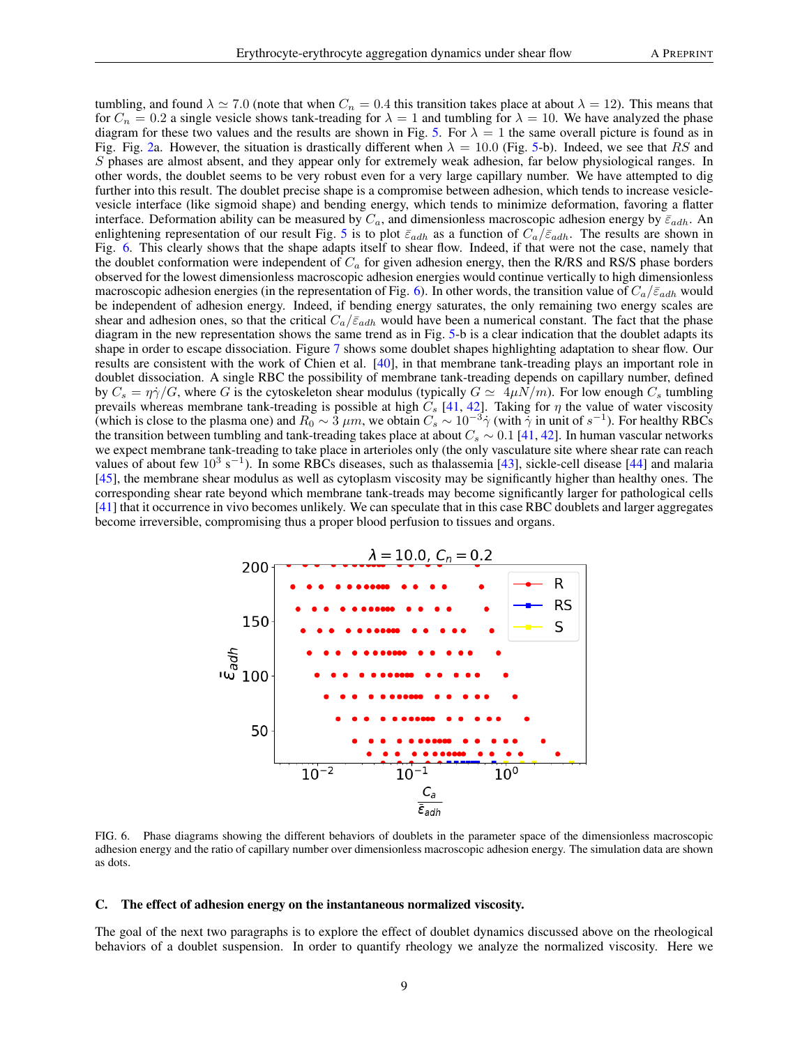tumbling, and found $\lambda \simeq 7.0$ (note that when $C_n = 0.4$ this transition takes place at about $\lambda = 12$). This means that for $C_n = 0.2$ a single vesicle shows tank-treading for $\lambda = 1$ and tumbling for $\lambda = 10$. We have analyzed the phase diagram for these two values and the results are shown in Fig. 5. For $\lambda = 1$ the same overall picture is found as in Fig. Fig. 2a. However, the situation is drastically different when $\lambda = 10.0$ (Fig. 5-b). Indeed, we see that $RS$ and $S$ phases are almost absent, and they appear only for extremely weak adhesion, far below physiological ranges. In other words, the doublet seems to be very robust even for a very large capillary number. We have attempted to dig further into this result. The doublet precise shape is a compromise between adhesion, which tends to increase vesicle-vesicle interface (like sigmoid shape) and bending energy, which tends to minimize deformation, favoring a flatter interface. Deformation ability can be measured by $C_a$, and dimensionless macroscopic adhesion energy by $\bar{\varepsilon}_{adh}$. An enlightening representation of our result Fig. 5 is to plot $\bar{\varepsilon}_{adh}$ as a function of $C_a/\bar{\varepsilon}_{adh}$. The results are shown in Fig. 6. This clearly shows that the shape adapts itself to shear flow. Indeed, if that were not the case, namely that the doublet conformation were independent of $C_a$ for given adhesion energy, then the R/RS and RS/S phase borders observed for the lowest dimensionless macroscopic adhesion energies would continue vertically to high dimensionless macroscopic adhesion energies (in the representation of Fig. 6). In other words, the transition value of $C_a/\bar{\varepsilon}_{adh}$ would be independent of adhesion energy. Indeed, if bending energy saturates, the only remaining two energy scales are shear and adhesion ones, so that the critical $C_a/\bar{\varepsilon}_{adh}$ would have been a numerical constant. The fact that the phase diagram in the new representation shows the same trend as in Fig. 5-b is a clear indication that the doublet adapts its shape in order to escape dissociation. Figure 7 shows some doublet shapes highlighting adaptation to shear flow. Our results are consistent with the work of Chien et al. [40], in that membrane tank-treading plays an important role in doublet dissociation. A single RBC the possibility of membrane tank-treading depends on capillary number, defined by $C_s = \eta\dot{\gamma}/G$, where $G$ is the cytoskeleton shear modulus (typically $G \simeq 4\mu N/m$). For low enough $C_s$ tumbling prevails whereas membrane tank-treading is possible at high $C_s$ [41, 42]. Taking for $\eta$ the value of water viscosity (which is close to the plasma one) and $R_0 \sim 3\ \mu m$, we obtain $C_s \sim 10^{-3}\dot{\gamma}$ (with $\dot{\gamma}$ in unit of $s^{-1}$). For healthy RBCs the transition between tumbling and tank-treading takes place at about $C_s \sim 0.1$ [41, 42]. In human vascular networks we expect membrane tank-treading to take place in arterioles only (the only vasculature site where shear rate can reach values of about few $10^3$ s$^{-1}$). In some RBCs diseases, such as thalassemia [43], sickle-cell disease [44] and malaria [45], the membrane shear modulus as well as cytoplasm viscosity may be significantly higher than healthy ones. The corresponding shear rate beyond which membrane tank-treads may become significantly larger for pathological cells [41] that it occurrence in vivo becomes unlikely. We can speculate that in this case RBC doublets and larger aggregates become irreversible, compromising thus a proper blood perfusion to tissues and organs.

FIG. 6. Phase diagrams showing the different behaviors of doublets in the parameter space of the dimensionless macroscopic adhesion energy and the ratio of capillary number over dimensionless macroscopic adhesion energy. The simulation data are shown as dots.

### C. The effect of adhesion energy on the instantaneous normalized viscosity.

The goal of the next two paragraphs is to explore the effect of doublet dynamics discussed above on the rheological behaviors of a doublet suspension. In order to quantify rheology we analyze the normalized viscosity. Here we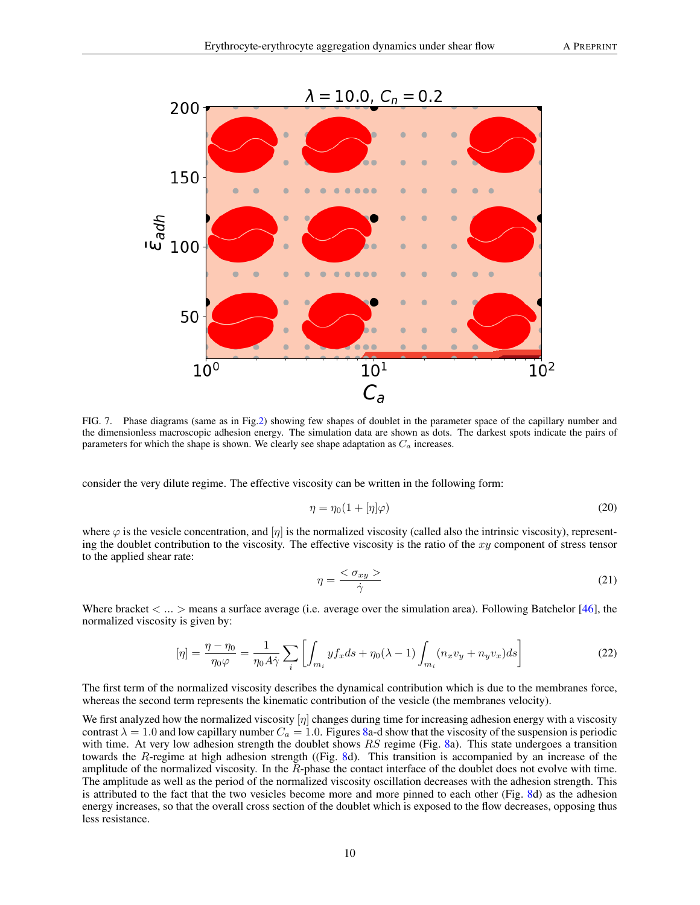FIG. 7. Phase diagrams (same as in Fig.2) showing few shapes of doublet in the parameter space of the capillary number and the dimensionless macroscopic adhesion energy. The simulation data are shown as dots. The darkest spots indicate the pairs of parameters for which the shape is shown. We clearly see shape adaptation as $C_a$ increases.

consider the very dilute regime. The effective viscosity can be written in the following form:

$$\eta = \eta_0(1 + [\eta]\varphi) \tag{20}$$

where $\varphi$ is the vesicle concentration, and $[\eta]$ is the normalized viscosity (called also the intrinsic viscosity), representing the doublet contribution to the viscosity. The effective viscosity is the ratio of the $xy$ component of stress tensor to the applied shear rate:

$$\eta = \frac{< \sigma_{xy} >}{\dot{\gamma}} \tag{21}$$

Where bracket $< ... >$ means a surface average (i.e. average over the simulation area). Following Batchelor [46], the normalized viscosity is given by:

$$[\eta] = \frac{\eta - \eta_0}{\eta_0 \varphi} = \frac{1}{\eta_0 A \dot{\gamma}} \sum_i \left[ \int_{m_i} y f_x ds + \eta_0(\lambda - 1) \int_{m_i} (n_x v_y + n_y v_x) ds \right] \tag{22}$$

The first term of the normalized viscosity describes the dynamical contribution which is due to the membranes force, whereas the second term represents the kinematic contribution of the vesicle (the membranes velocity).

We first analyzed how the normalized viscosity $[\eta]$ changes during time for increasing adhesion energy with a viscosity contrast $\lambda = 1.0$ and low capillary number $C_a = 1.0$. Figures 8a-d show that the viscosity of the suspension is periodic with time. At very low adhesion strength the doublet shows $RS$ regime (Fig. 8a). This state undergoes a transition towards the $R$-regime at high adhesion strength ((Fig. 8d). This transition is accompanied by an increase of the amplitude of the normalized viscosity. In the $R$-phase the contact interface of the doublet does not evolve with time. The amplitude as well as the period of the normalized viscosity oscillation decreases with the adhesion strength. This is attributed to the fact that the two vesicles become more and more pinned to each other (Fig. 8d) as the adhesion energy increases, so that the overall cross section of the doublet which is exposed to the flow decreases, opposing thus less resistance.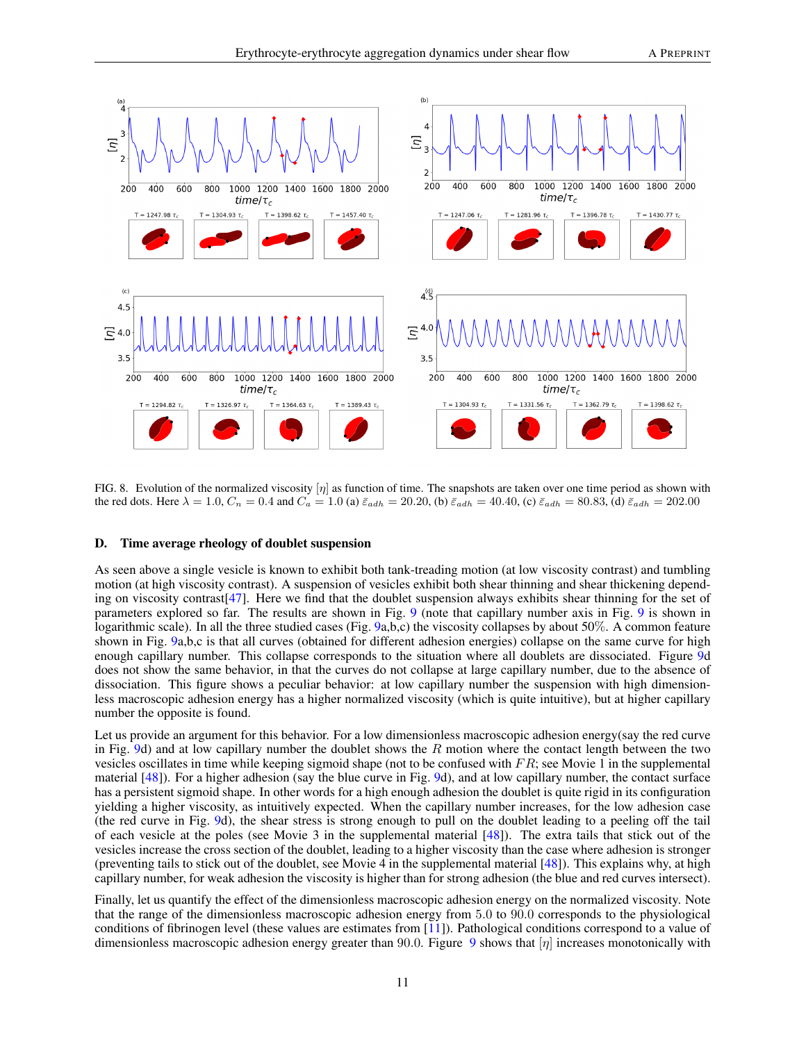FIG. 8. Evolution of the normalized viscosity $[\eta]$ as function of time. The snapshots are taken over one time period as shown with the red dots. Here $\lambda = 1.0$, $C_n = 0.4$ and $C_a = 1.0$ (a) $\bar{\varepsilon}_{adh} = 20.20$, (b) $\bar{\varepsilon}_{adh} = 40.40$, (c) $\bar{\varepsilon}_{adh} = 80.83$, (d) $\bar{\varepsilon}_{adh} = 202.00$

### D. Time average rheology of doublet suspension

As seen above a single vesicle is known to exhibit both tank-treading motion (at low viscosity contrast) and tumbling motion (at high viscosity contrast). A suspension of vesicles exhibit both shear thinning and shear thickening depending on viscosity contrast[47]. Here we find that the doublet suspension always exhibits shear thinning for the set of parameters explored so far. The results are shown in Fig. 9 (note that capillary number axis in Fig. 9 is shown in logarithmic scale). In all the three studied cases (Fig. 9a,b,c) the viscosity collapses by about 50%. A common feature shown in Fig. 9a,b,c is that all curves (obtained for different adhesion energies) collapse on the same curve for high enough capillary number. This collapse corresponds to the situation where all doublets are dissociated. Figure 9d does not show the same behavior, in that the curves do not collapse at large capillary number, due to the absence of dissociation. This figure shows a peculiar behavior: at low capillary number the suspension with high dimensionless macroscopic adhesion energy has a higher normalized viscosity (which is quite intuitive), but at higher capillary number the opposite is found.

Let us provide an argument for this behavior. For a low dimensionless macroscopic adhesion energy(say the red curve in Fig. 9d) and at low capillary number the doublet shows the $R$ motion where the contact length between the two vesicles oscillates in time while keeping sigmoid shape (not to be confused with $FR$; see Movie 1 in the supplemental material [48]). For a higher adhesion (say the blue curve in Fig. 9d), and at low capillary number, the contact surface has a persistent sigmoid shape. In other words for a high enough adhesion the doublet is quite rigid in its configuration yielding a higher viscosity, as intuitively expected. When the capillary number increases, for the low adhesion case (the red curve in Fig. 9d), the shear stress is strong enough to pull on the doublet leading to a peeling off the tail of each vesicle at the poles (see Movie 3 in the supplemental material [48]). The extra tails that stick out of the vesicles increase the cross section of the doublet, leading to a higher viscosity than the case where adhesion is stronger (preventing tails to stick out of the doublet, see Movie 4 in the supplemental material [48]). This explains why, at high capillary number, for weak adhesion the viscosity is higher than for strong adhesion (the blue and red curves intersect).

Finally, let us quantify the effect of the dimensionless macroscopic adhesion energy on the normalized viscosity. Note that the range of the dimensionless macroscopic adhesion energy from 5.0 to 90.0 corresponds to the physiological conditions of fibrinogen level (these values are estimates from [11]). Pathological conditions correspond to a value of dimensionless macroscopic adhesion energy greater than 90.0. Figure 9 shows that $[\eta]$ increases monotonically with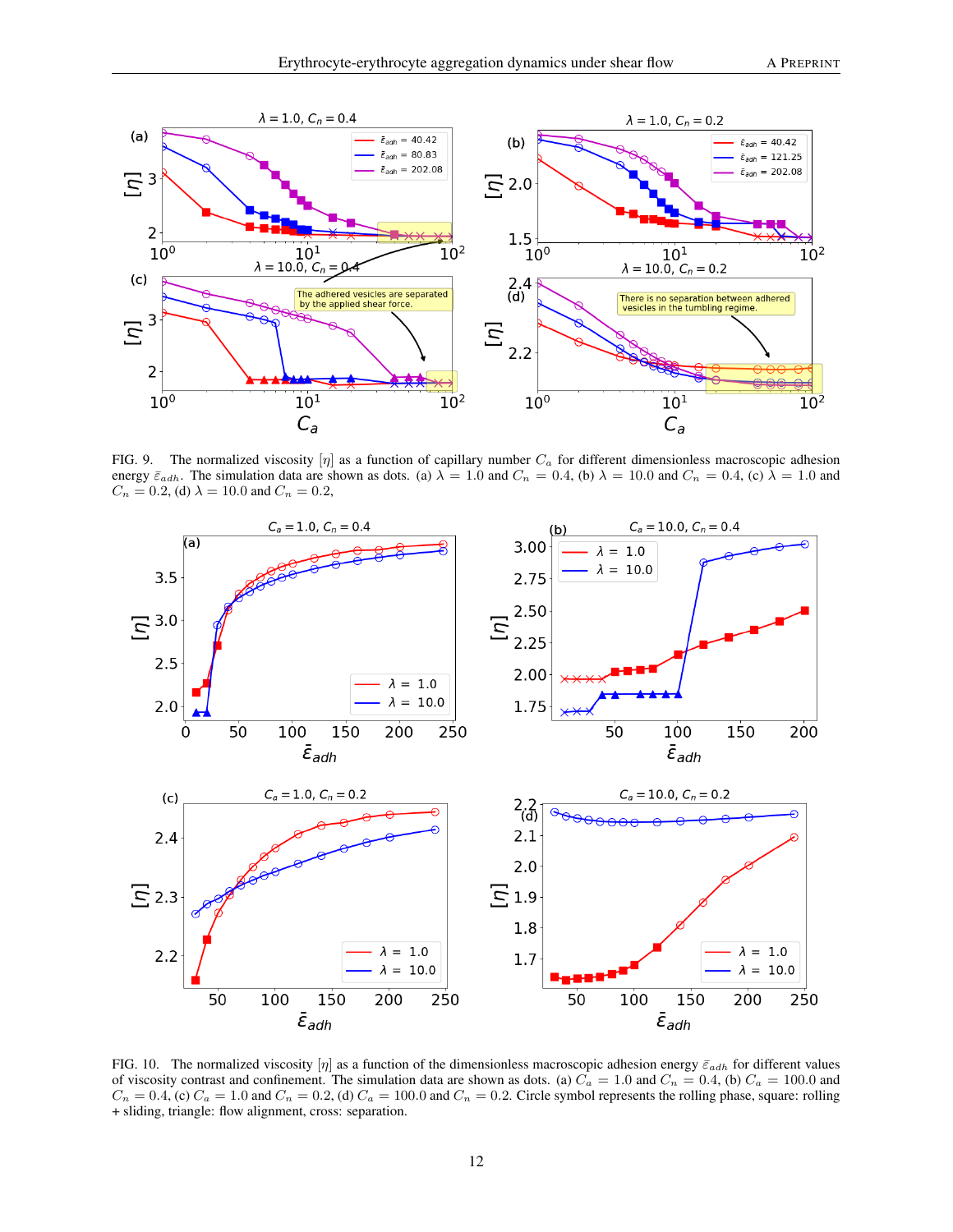FIG. 9. The normalized viscosity $[\eta]$ as a function of capillary number $C_a$ for different dimensionless macroscopic adhesion energy $\bar{\varepsilon}_{adh}$. The simulation data are shown as dots. (a) $\lambda = 1.0$ and $C_n = 0.4$, (b) $\lambda = 10.0$ and $C_n = 0.4$, (c) $\lambda = 1.0$ and $C_n = 0.2$, (d) $\lambda = 10.0$ and $C_n = 0.2$,

FIG. 10. The normalized viscosity $[\eta]$ as a function of the dimensionless macroscopic adhesion energy $\bar{\varepsilon}_{adh}$ for different values of viscosity contrast and confinement. The simulation data are shown as dots. (a) $C_a = 1.0$ and $C_n = 0.4$, (b) $C_a = 100.0$ and $C_n = 0.4$, (c) $C_a = 1.0$ and $C_n = 0.2$, (d) $C_a = 100.0$ and $C_n = 0.2$. Circle symbol represents the rolling phase, square: rolling + sliding, triangle: flow alignment, cross: separation.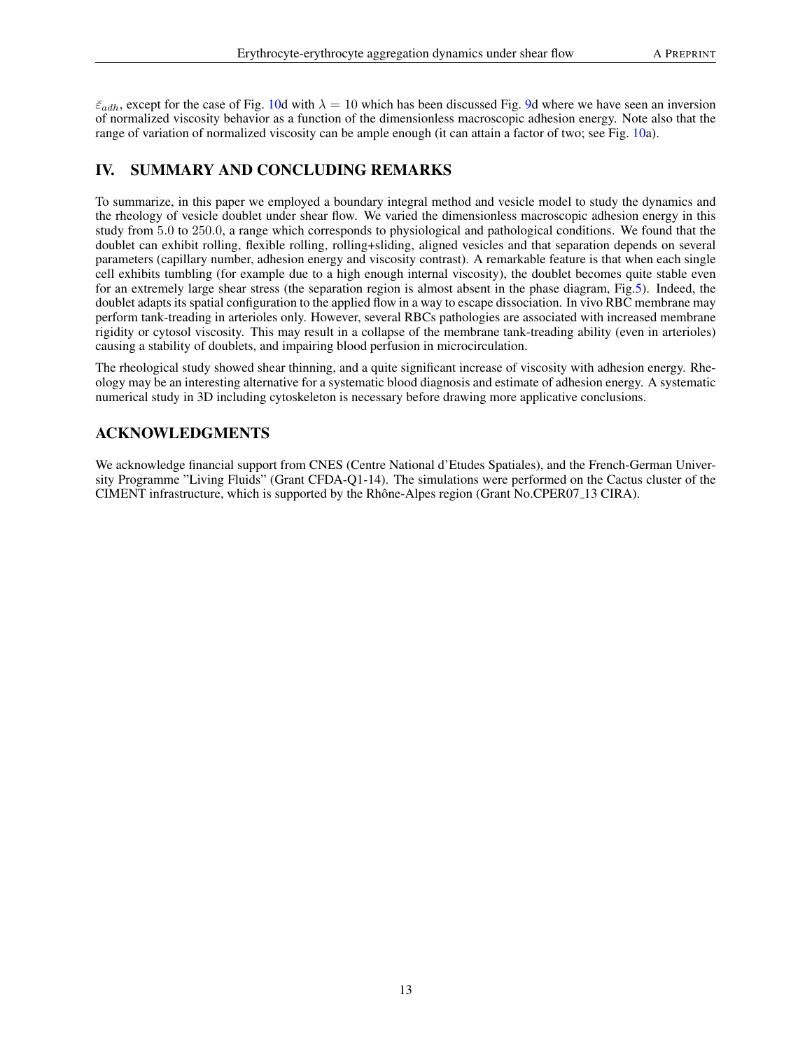$\bar{\varepsilon}_{adh}$, except for the case of Fig. 10d with $\lambda = 10$ which has been discussed Fig. 9d where we have seen an inversion of normalized viscosity behavior as a function of the dimensionless macroscopic adhesion energy. Note also that the range of variation of normalized viscosity can be ample enough (it can attain a factor of two; see Fig. 10a).

## IV. SUMMARY AND CONCLUDING REMARKS

To summarize, in this paper we employed a boundary integral method and vesicle model to study the dynamics and the rheology of vesicle doublet under shear flow. We varied the dimensionless macroscopic adhesion energy in this study from $5.0$ to $250.0$, a range which corresponds to physiological and pathological conditions. We found that the doublet can exhibit rolling, flexible rolling, rolling+sliding, aligned vesicles and that separation depends on several parameters (capillary number, adhesion energy and viscosity contrast). A remarkable feature is that when each single cell exhibits tumbling (for example due to a high enough internal viscosity), the doublet becomes quite stable even for an extremely large shear stress (the separation region is almost absent in the phase diagram, Fig.5). Indeed, the doublet adapts its spatial configuration to the applied flow in a way to escape dissociation. In vivo RBC membrane may perform tank-treading in arterioles only. However, several RBCs pathologies are associated with increased membrane rigidity or cytosol viscosity. This may result in a collapse of the membrane tank-treading ability (even in arterioles) causing a stability of doublets, and impairing blood perfusion in microcirculation.

The rheological study showed shear thinning, and a quite significant increase of viscosity with adhesion energy. Rheology may be an interesting alternative for a systematic blood diagnosis and estimate of adhesion energy. A systematic numerical study in 3D including cytoskeleton is necessary before drawing more applicative conclusions.

## ACKNOWLEDGMENTS

We acknowledge financial support from CNES (Centre National d'Etudes Spatiales), and the French-German University Programme "Living Fluids" (Grant CFDA-Q1-14). The simulations were performed on the Cactus cluster of the CIMENT infrastructure, which is supported by the Rhône-Alpes region (Grant No.CPER07_13 CIRA).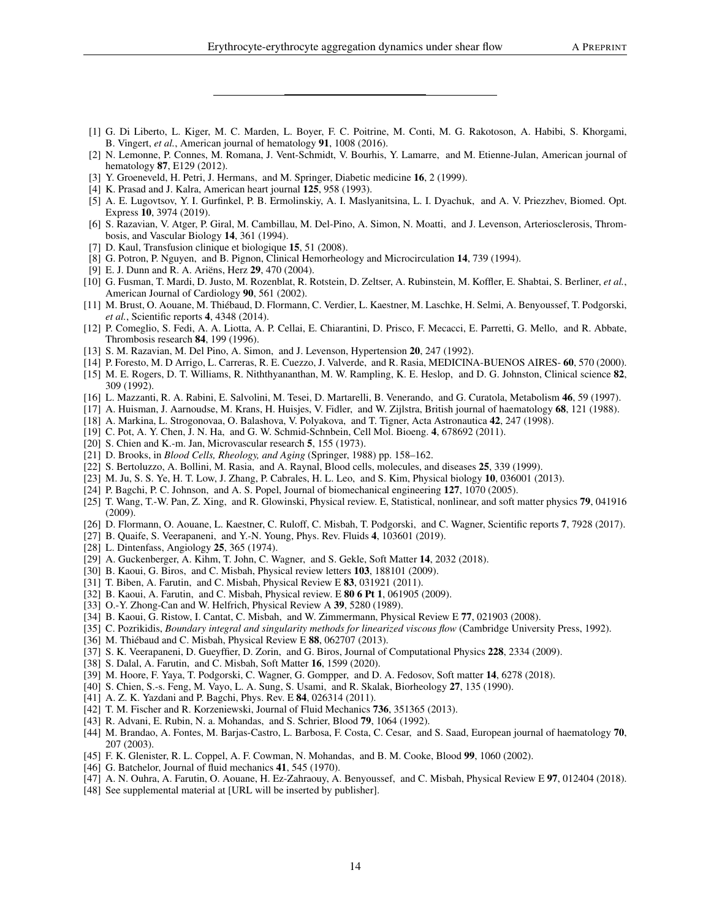[1] G. Di Liberto, L. Kiger, M. C. Marden, L. Boyer, F. C. Poitrine, M. Conti, M. G. Rakotoson, A. Habibi, S. Khorgami, B. Vingert, *et al.*, American journal of hematology **91**, 1008 (2016).

[2] N. Lemonne, P. Connes, M. Romana, J. Vent-Schmidt, V. Bourhis, Y. Lamarre, and M. Etienne-Julan, American journal of hematology **87**, E129 (2012).

[3] Y. Groeneveld, H. Petri, J. Hermans, and M. Springer, Diabetic medicine **16**, 2 (1999).

[4] K. Prasad and J. Kalra, American heart journal **125**, 958 (1993).

[5] A. E. Lugovtsov, Y. I. Gurfinkel, P. B. Ermolinskiy, A. I. Maslyanitsina, L. I. Dyachuk, and A. V. Priezzhev, Biomed. Opt. Express **10**, 3974 (2019).

[6] S. Razavian, V. Atger, P. Giral, M. Cambillau, M. Del-Pino, A. Simon, N. Moatti, and J. Levenson, Arteriosclerosis, Thrombosis, and Vascular Biology **14**, 361 (1994).

[7] D. Kaul, Transfusion clinique et biologique **15**, 51 (2008).

[8] G. Potron, P. Nguyen, and B. Pignon, Clinical Hemorheology and Microcirculation **14**, 739 (1994).

[9] E. J. Dunn and R. A. Ariëns, Herz **29**, 470 (2004).

[10] G. Fusman, T. Mardi, D. Justo, M. Rozenblat, R. Rotstein, D. Zeltser, A. Rubinstein, M. Koffler, E. Shabtai, S. Berliner, *et al.*, American Journal of Cardiology **90**, 561 (2002).

[11] M. Brust, O. Aouane, M. Thiébaud, D. Flormann, C. Verdier, L. Kaestner, M. Laschke, H. Selmi, A. Benyoussef, T. Podgorski, *et al.*, Scientific reports **4**, 4348 (2014).

[12] P. Comeglio, S. Fedi, A. A. Liotta, A. P. Cellai, E. Chiarantini, D. Prisco, F. Mecacci, E. Parretti, G. Mello, and R. Abbate, Thrombosis research **84**, 199 (1996).

[13] S. M. Razavian, M. Del Pino, A. Simon, and J. Levenson, Hypertension **20**, 247 (1992).

[14] P. Foresto, M. D Arrigo, L. Carreras, R. E. Cuezzo, J. Valverde, and R. Rasia, MEDICINA-BUENOS AIRES- **60**, 570 (2000).

[15] M. E. Rogers, D. T. Williams, R. Niththyananthan, M. W. Rampling, K. E. Heslop, and D. G. Johnston, Clinical science **82**, 309 (1992).

[16] L. Mazzanti, R. A. Rabini, E. Salvolini, M. Tesei, D. Martarelli, B. Venerando, and G. Curatola, Metabolism **46**, 59 (1997).

[17] A. Huisman, J. Aarnoudse, M. Krans, H. Huisjes, V. Fidler, and W. Zijlstra, British journal of haematology **68**, 121 (1988).

[18] A. Markina, L. Strogonovaa, O. Balashova, V. Polyakova, and T. Tigner, Acta Astronautica **42**, 247 (1998).

[19] C. Pot, A. Y. Chen, J. N. Ha, and G. W. Schmid-Schnbein, Cell Mol. Bioeng. **4**, 678692 (2011).

[20] S. Chien and K.-m. Jan, Microvascular research **5**, 155 (1973).

[21] D. Brooks, in *Blood Cells, Rheology, and Aging* (Springer, 1988) pp. 158–162.

[22] S. Bertoluzzo, A. Bollini, M. Rasia, and A. Raynal, Blood cells, molecules, and diseases **25**, 339 (1999).

[23] M. Ju, S. S. Ye, H. T. Low, J. Zhang, P. Cabrales, H. L. Leo, and S. Kim, Physical biology **10**, 036001 (2013).

[24] P. Bagchi, P. C. Johnson, and A. S. Popel, Journal of biomechanical engineering **127**, 1070 (2005).

[25] T. Wang, T.-W. Pan, Z. Xing, and R. Glowinski, Physical review. E, Statistical, nonlinear, and soft matter physics **79**, 041916 (2009).

[26] D. Flormann, O. Aouane, L. Kaestner, C. Ruloff, C. Misbah, T. Podgorski, and C. Wagner, Scientific reports **7**, 7928 (2017).

[27] B. Quaife, S. Veerapaneni, and Y.-N. Young, Phys. Rev. Fluids **4**, 103601 (2019).

[28] L. Dintenfass, Angiology **25**, 365 (1974).

[29] A. Guckenberger, A. Kihm, T. John, C. Wagner, and S. Gekle, Soft Matter **14**, 2032 (2018).

[30] B. Kaoui, G. Biros, and C. Misbah, Physical review letters **103**, 188101 (2009).

[31] T. Biben, A. Farutin, and C. Misbah, Physical Review E **83**, 031921 (2011).

[32] B. Kaoui, A. Farutin, and C. Misbah, Physical review. E **80 6 Pt 1**, 061905 (2009).

[33] O.-Y. Zhong-Can and W. Helfrich, Physical Review A **39**, 5280 (1989).

[34] B. Kaoui, G. Ristow, I. Cantat, C. Misbah, and W. Zimmermann, Physical Review E **77**, 021903 (2008).

[35] C. Pozrikidis, *Boundary integral and singularity methods for linearized viscous flow* (Cambridge University Press, 1992).

[36] M. Thiébaud and C. Misbah, Physical Review E **88**, 062707 (2013).

[37] S. K. Veerapaneni, D. Gueyffier, D. Zorin, and G. Biros, Journal of Computational Physics **228**, 2334 (2009).

[38] S. Dalal, A. Farutin, and C. Misbah, Soft Matter **16**, 1599 (2020).

[39] M. Hoore, F. Yaya, T. Podgorski, C. Wagner, G. Gompper, and D. A. Fedosov, Soft matter **14**, 6278 (2018).

[40] S. Chien, S.-s. Feng, M. Vayo, L. A. Sung, S. Usami, and R. Skalak, Biorheology **27**, 135 (1990).

[41] A. Z. K. Yazdani and P. Bagchi, Phys. Rev. E **84**, 026314 (2011).

[42] T. M. Fischer and R. Korzeniewski, Journal of Fluid Mechanics **736**, 351365 (2013).

[43] R. Advani, E. Rubin, N. a. Mohandas, and S. Schrier, Blood **79**, 1064 (1992).

[44] M. Brandao, A. Fontes, M. Barjas-Castro, L. Barbosa, F. Costa, C. Cesar, and S. Saad, European journal of haematology **70**, 207 (2003).

[45] F. K. Glenister, R. L. Coppel, A. F. Cowman, N. Mohandas, and B. M. Cooke, Blood **99**, 1060 (2002).

[46] G. Batchelor, Journal of fluid mechanics **41**, 545 (1970).

[47] A. N. Ouhra, A. Farutin, O. Aouane, H. Ez-Zahraouy, A. Benyoussef, and C. Misbah, Physical Review E **97**, 012404 (2018).

[48] See supplemental material at [URL will be inserted by publisher].